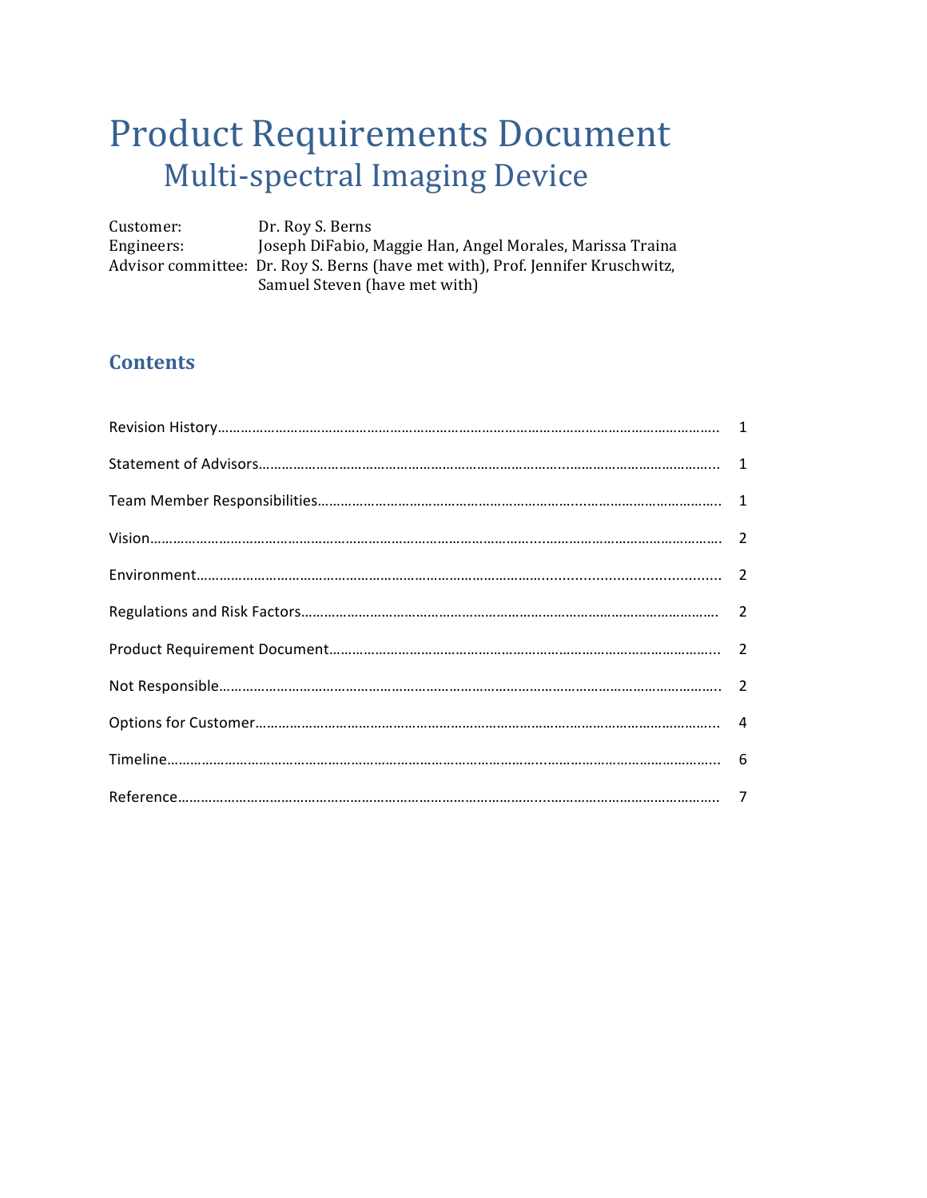# Product Requirements Document

## Multi-spectral Imaging Device

Customer: Dr. Roy S. Berns
Engineers: Joseph DiFabio, Maggie Han, Angel Morales, Marissa Traina
Advisor committee: Dr. Roy S. Berns (have met with), Prof. Jennifer Kruschwitz, Samuel Steven (have met with)

## Contents

| | |
|---|---|
| Revision History | 1 |
| Statement of Advisors | 1 |
| Team Member Responsibilities | 1 |
| Vision | 2 |
| Environment | 2 |
| Regulations and Risk Factors | 2 |
| Product Requirement Document | 2 |
| Not Responsible | 2 |
| Options for Customer | 4 |
| Timeline | 6 |
| Reference | 7 |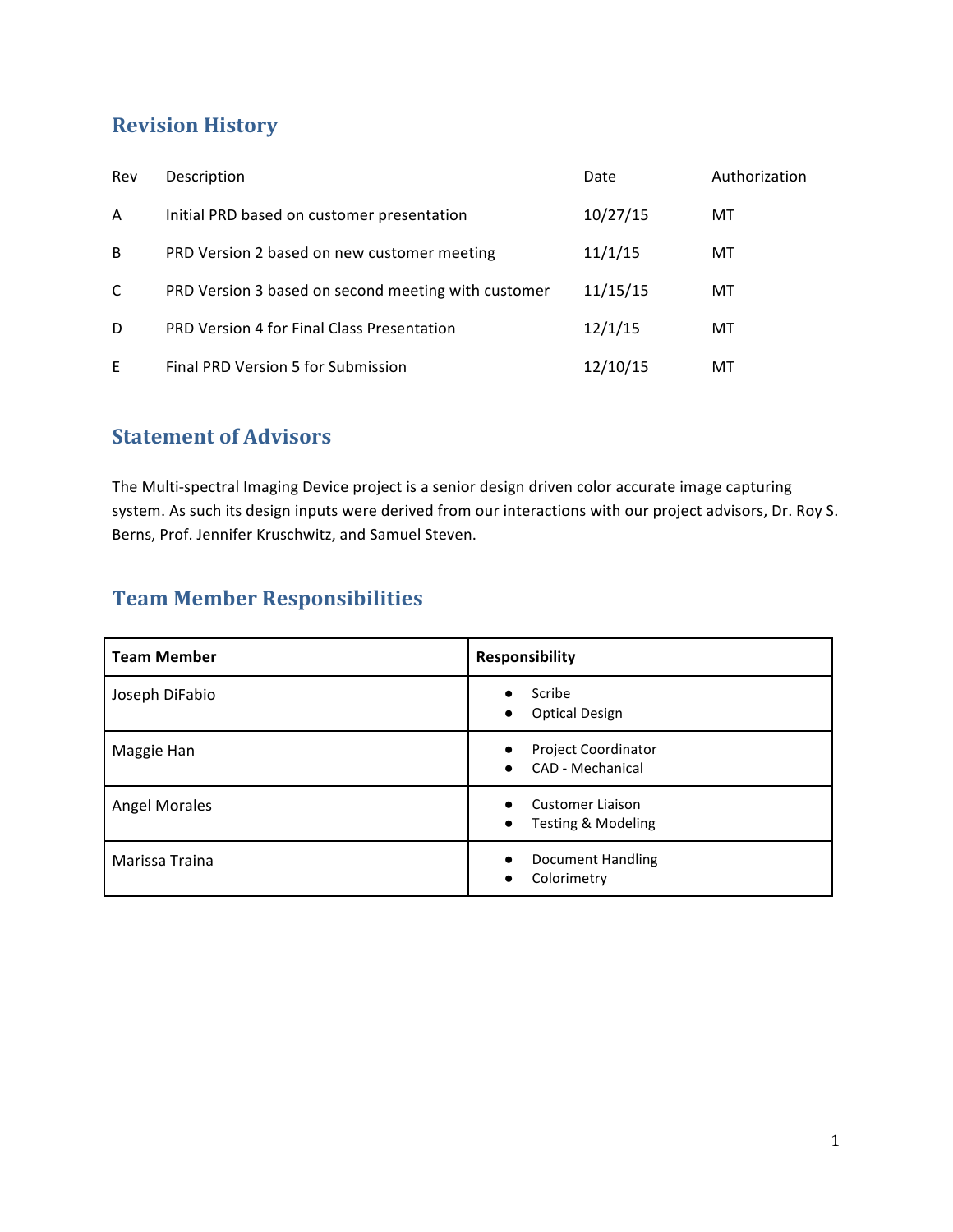## Revision History

| Rev | Description | Date | Authorization |
|---|---|---|---|
| A | Initial PRD based on customer presentation | 10/27/15 | MT |
| B | PRD Version 2 based on new customer meeting | 11/1/15 | MT |
| C | PRD Version 3 based on second meeting with customer | 11/15/15 | MT |
| D | PRD Version 4 for Final Class Presentation | 12/1/15 | MT |
| E | Final PRD Version 5 for Submission | 12/10/15 | MT |

## Statement of Advisors

The Multi-spectral Imaging Device project is a senior design driven color accurate image capturing system. As such its design inputs were derived from our interactions with our project advisors, Dr. Roy S. Berns, Prof. Jennifer Kruschwitz, and Samuel Steven.

## Team Member Responsibilities

| **Team Member** | **Responsibility** |
|---|---|
| Joseph DiFabio | • Scribe<br>• Optical Design |
| Maggie Han | • Project Coordinator<br>• CAD - Mechanical |
| Angel Morales | • Customer Liaison<br>• Testing & Modeling |
| Marissa Traina | • Document Handling<br>• Colorimetry |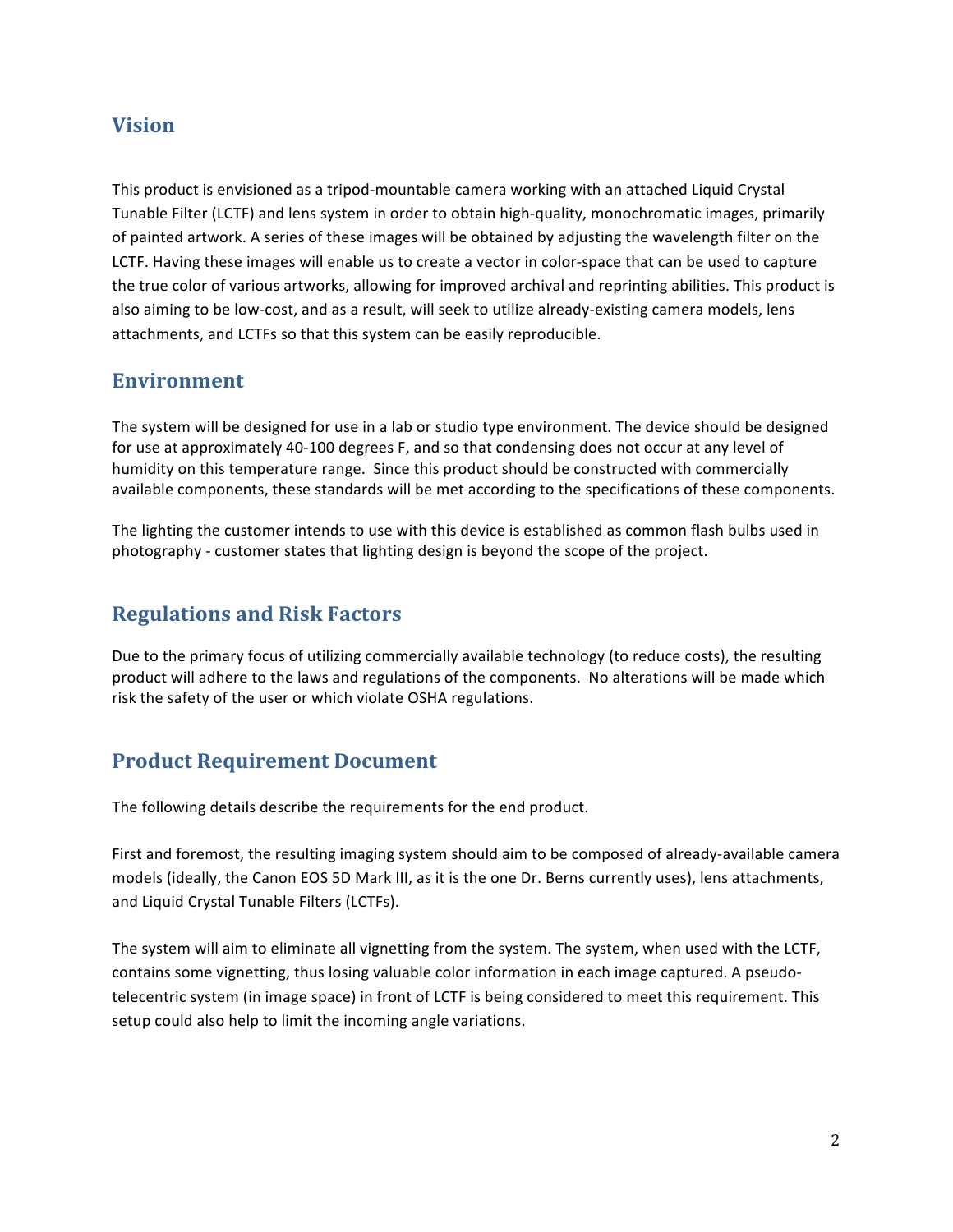## Vision

This product is envisioned as a tripod-mountable camera working with an attached Liquid Crystal Tunable Filter (LCTF) and lens system in order to obtain high-quality, monochromatic images, primarily of painted artwork. A series of these images will be obtained by adjusting the wavelength filter on the LCTF. Having these images will enable us to create a vector in color-space that can be used to capture the true color of various artworks, allowing for improved archival and reprinting abilities. This product is also aiming to be low-cost, and as a result, will seek to utilize already-existing camera models, lens attachments, and LCTFs so that this system can be easily reproducible.

## Environment

The system will be designed for use in a lab or studio type environment. The device should be designed for use at approximately 40-100 degrees F, and so that condensing does not occur at any level of humidity on this temperature range. Since this product should be constructed with commercially available components, these standards will be met according to the specifications of these components.

The lighting the customer intends to use with this device is established as common flash bulbs used in photography - customer states that lighting design is beyond the scope of the project.

## Regulations and Risk Factors

Due to the primary focus of utilizing commercially available technology (to reduce costs), the resulting product will adhere to the laws and regulations of the components. No alterations will be made which risk the safety of the user or which violate OSHA regulations.

## Product Requirement Document

The following details describe the requirements for the end product.

First and foremost, the resulting imaging system should aim to be composed of already-available camera models (ideally, the Canon EOS 5D Mark III, as it is the one Dr. Berns currently uses), lens attachments, and Liquid Crystal Tunable Filters (LCTFs).

The system will aim to eliminate all vignetting from the system. The system, when used with the LCTF, contains some vignetting, thus losing valuable color information in each image captured. A pseudo-telecentric system (in image space) in front of LCTF is being considered to meet this requirement. This setup could also help to limit the incoming angle variations.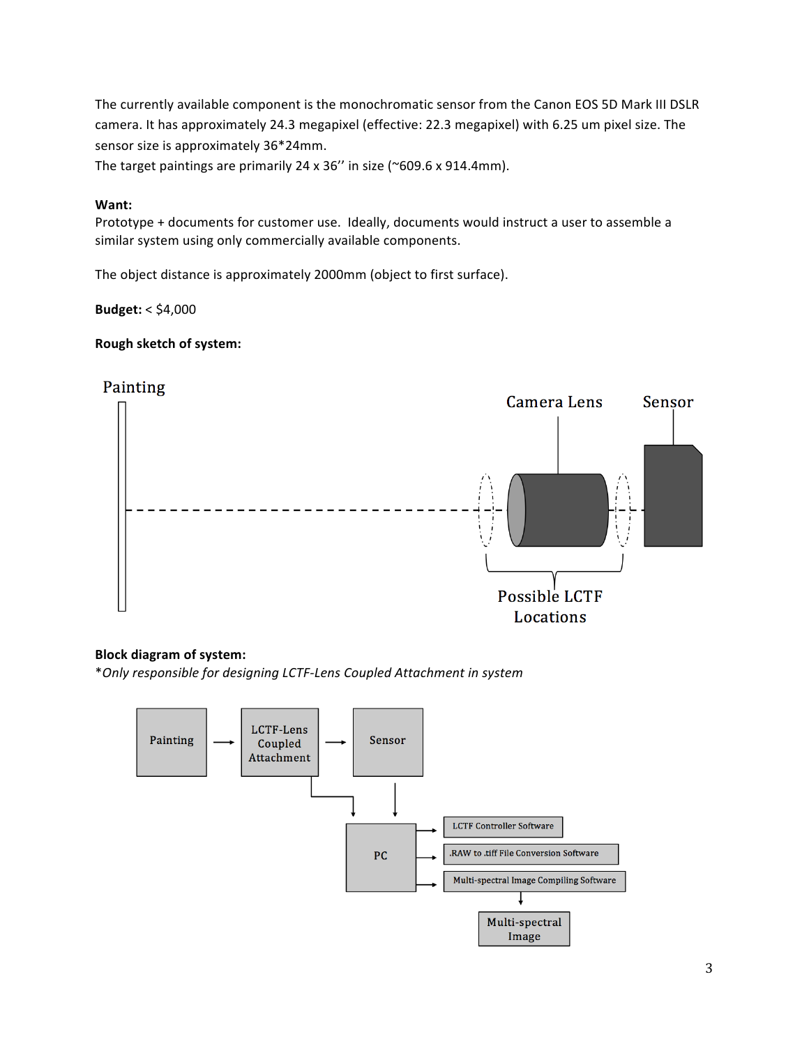The currently available component is the monochromatic sensor from the Canon EOS 5D Mark III DSLR camera. It has approximately 24.3 megapixel (effective: 22.3 megapixel) with 6.25 um pixel size. The sensor size is approximately 36*24mm.
The target paintings are primarily 24 x 36'' in size (~609.6 x 914.4mm).

**Want:**
Prototype + documents for customer use. Ideally, documents would instruct a user to assemble a similar system using only commercially available components.

The object distance is approximately 2000mm (object to first surface).

**Budget:** < $4,000

**Rough sketch of system:**

Painting

Camera Lens

Sensor

Possible LCTF Locations

**Block diagram of system:**
*\*Only responsible for designing LCTF-Lens Coupled Attachment in system*

Painting → LCTF-Lens Coupled Attachment → Sensor

PC

LCTF Controller Software

.RAW to .tiff File Conversion Software

Multi-spectral Image Compiling Software

Multi-spectral Image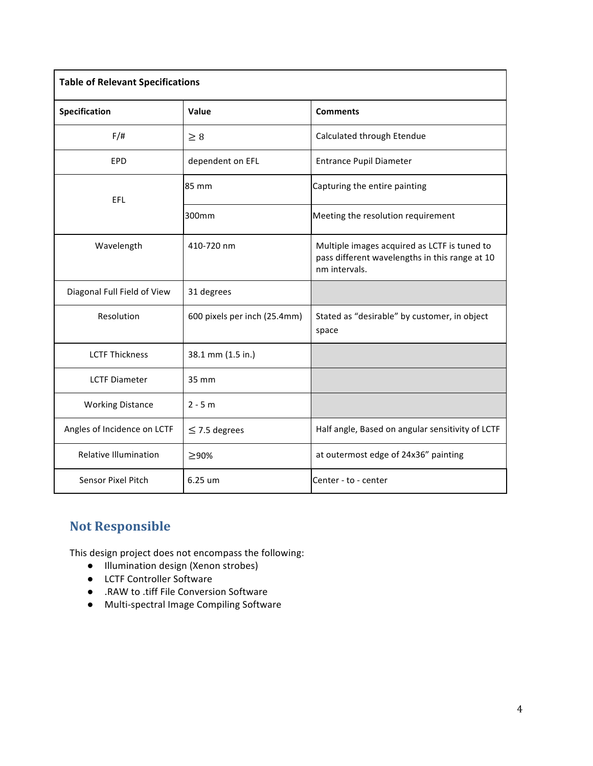| Table of Relevant Specifications | | |
|---|---|---|
| **Specification** | **Value** | **Comments** |
| F/# | $\geq 8$ | Calculated through Etendue |
| EPD | dependent on EFL | Entrance Pupil Diameter |
| EFL | 85 mm | Capturing the entire painting |
| | 300mm | Meeting the resolution requirement |
| Wavelength | 410-720 nm | Multiple images acquired as LCTF is tuned to pass different wavelengths in this range at 10 nm intervals. |
| Diagonal Full Field of View | 31 degrees | |
| Resolution | 600 pixels per inch (25.4mm) | Stated as "desirable" by customer, in object space |
| LCTF Thickness | 38.1 mm (1.5 in.) | |
| LCTF Diameter | 35 mm | |
| Working Distance | 2 - 5 m | |
| Angles of Incidence on LCTF | $\leq$ 7.5 degrees | Half angle, Based on angular sensitivity of LCTF |
| Relative Illumination | $\geq$90% | at outermost edge of 24x36" painting |
| Sensor Pixel Pitch | 6.25 um | Center - to - center |

## Not Responsible

This design project does not encompass the following:

- Illumination design (Xenon strobes)
- LCTF Controller Software
- .RAW to .tiff File Conversion Software
- Multi-spectral Image Compiling Software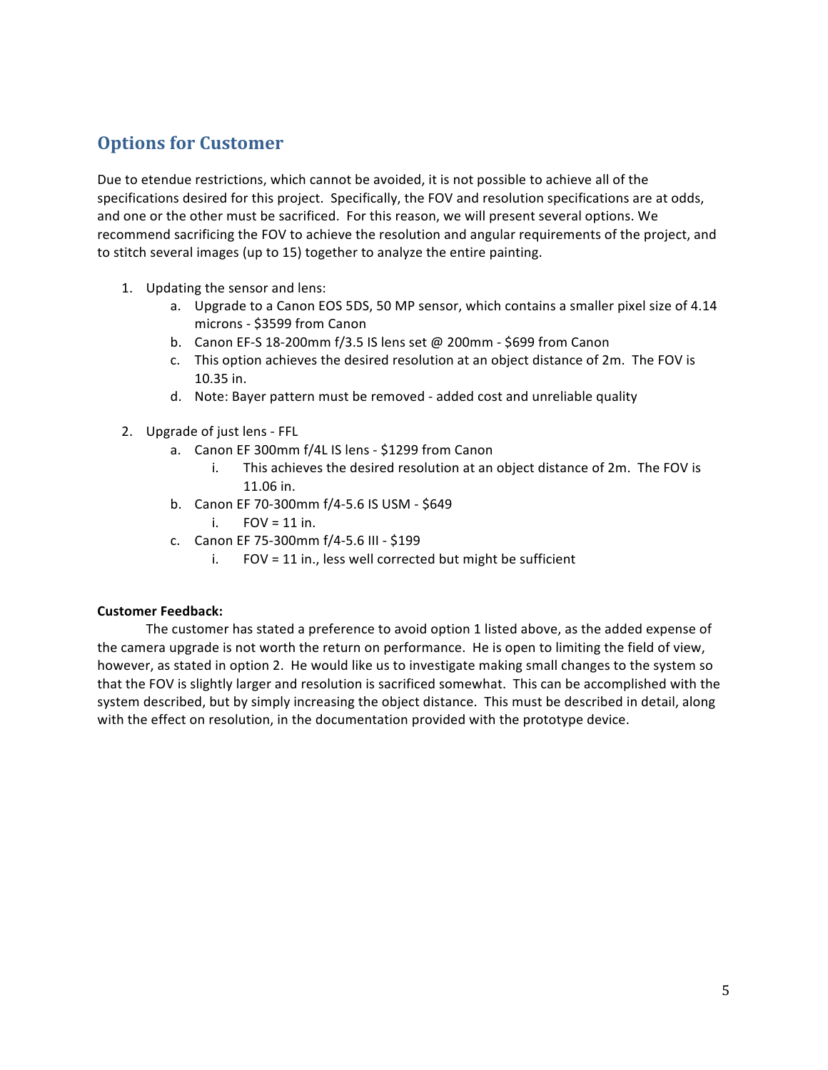## Options for Customer

Due to etendue restrictions, which cannot be avoided, it is not possible to achieve all of the specifications desired for this project. Specifically, the FOV and resolution specifications are at odds, and one or the other must be sacrificed. For this reason, we will present several options. We recommend sacrificing the FOV to achieve the resolution and angular requirements of the project, and to stitch several images (up to 15) together to analyze the entire painting.

1. Updating the sensor and lens:
   a. Upgrade to a Canon EOS 5DS, 50 MP sensor, which contains a smaller pixel size of 4.14 microns - $3599 from Canon
   b. Canon EF-S 18-200mm f/3.5 IS lens set @ 200mm - $699 from Canon
   c. This option achieves the desired resolution at an object distance of 2m. The FOV is 10.35 in.
   d. Note: Bayer pattern must be removed - added cost and unreliable quality

2. Upgrade of just lens - FFL
   a. Canon EF 300mm f/4L IS lens - $1299 from Canon
      i. This achieves the desired resolution at an object distance of 2m. The FOV is 11.06 in.
   b. Canon EF 70-300mm f/4-5.6 IS USM - $649
      i. FOV = 11 in.
   c. Canon EF 75-300mm f/4-5.6 III - $199
      i. FOV = 11 in., less well corrected but might be sufficient

**Customer Feedback:**

The customer has stated a preference to avoid option 1 listed above, as the added expense of the camera upgrade is not worth the return on performance. He is open to limiting the field of view, however, as stated in option 2. He would like us to investigate making small changes to the system so that the FOV is slightly larger and resolution is sacrificed somewhat. This can be accomplished with the system described, but by simply increasing the object distance. This must be described in detail, along with the effect on resolution, in the documentation provided with the prototype device.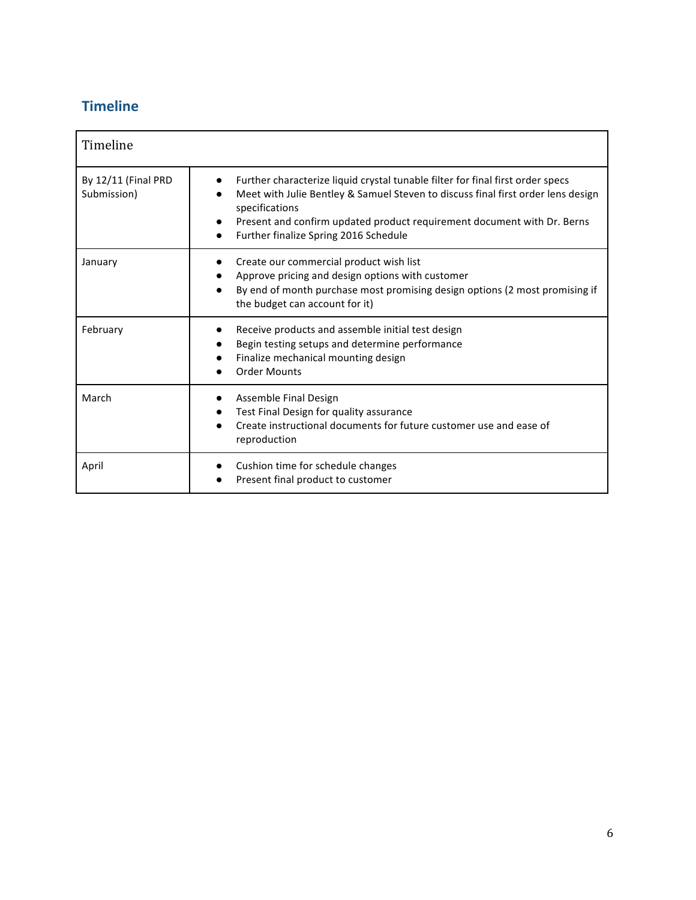## Timeline

| Timeline | |
|---|---|
| By 12/11 (Final PRD Submission) | • Further characterize liquid crystal tunable filter for final first order specs<br>• Meet with Julie Bentley & Samuel Steven to discuss final first order lens design specifications<br>• Present and confirm updated product requirement document with Dr. Berns<br>• Further finalize Spring 2016 Schedule |
| January | • Create our commercial product wish list<br>• Approve pricing and design options with customer<br>• By end of month purchase most promising design options (2 most promising if the budget can account for it) |
| February | • Receive products and assemble initial test design<br>• Begin testing setups and determine performance<br>• Finalize mechanical mounting design<br>• Order Mounts |
| March | • Assemble Final Design<br>• Test Final Design for quality assurance<br>• Create instructional documents for future customer use and ease of reproduction |
| April | • Cushion time for schedule changes<br>• Present final product to customer |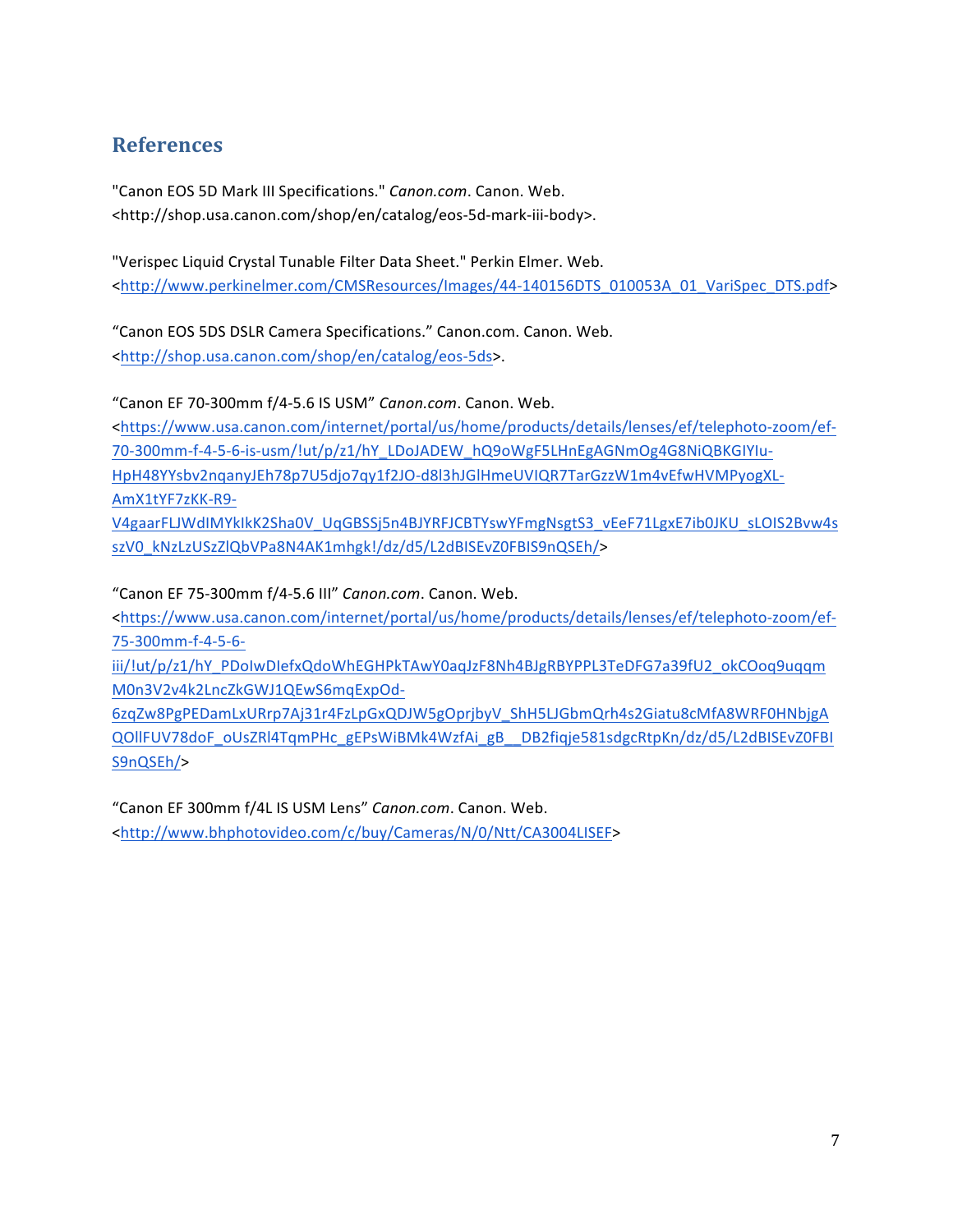## References

"Canon EOS 5D Mark III Specifications." *Canon.com*. Canon. Web. <http://shop.usa.canon.com/shop/en/catalog/eos-5d-mark-iii-body>.

"Verispec Liquid Crystal Tunable Filter Data Sheet." Perkin Elmer. Web. <http://www.perkinelmer.com/CMSResources/Images/44-140156DTS_010053A_01_VariSpec_DTS.pdf>

"Canon EOS 5DS DSLR Camera Specifications." Canon.com. Canon. Web. <http://shop.usa.canon.com/shop/en/catalog/eos-5ds>.

"Canon EF 70-300mm f/4-5.6 IS USM" *Canon.com*. Canon. Web. <https://www.usa.canon.com/internet/portal/us/home/products/details/lenses/ef/telephoto-zoom/ef-70-300mm-f-4-5-6-is-usm/!ut/p/z1/hY_LDoJADEW_hQ9oWgF5LHnEgAGNmOg4G8NiQBKGIYIu-HpH48YYsbv2nqanyJEh78p7U5djo7qy1f2JO-d8l3hJGlHmeUVIQR7TarGzzW1m4vEfwHVMPyogXL-AmX1tYF7zKK-R9-V4gaarFLJWdIMYkIkK2Sha0V_UqGBSSj5n4BJYRFJCBTYswYFmgNsgtS3_vEeF71LgxE7ib0JKU_sLOIS2Bvw4sszV0_kNzLzUSzZlQbVPa8N4AK1mhgk!/dz/d5/L2dBISEvZ0FBIS9nQSEh/>

"Canon EF 75-300mm f/4-5.6 III" *Canon.com*. Canon. Web. <https://www.usa.canon.com/internet/portal/us/home/products/details/lenses/ef/telephoto-zoom/ef-75-300mm-f-4-5-6-iii/!ut/p/z1/hY_PDoIwDIefxQdoWhEGHPkTAwY0aqJzF8Nh4BJgRBYPPL3TeDFG7a39fU2_okCOoq9uqqmM0n3V2v4k2LncZkGWJ1QEwS6mqExpOd-6zqZw8PgPEDamLxURrp7Aj31r4FzLpGxQDJW5gOprjbyV_ShH5LJGbmQrh4s2Giatu8cMfA8WRF0HNbjgAQOllFUV78doF_oUsZRl4TqmPHc_gEPsWiBMk4WzfAi_gB__DB2fiqje581sdgcRtpKn/dz/d5/L2dBISEvZ0FBIS9nQSEh/>

"Canon EF 300mm f/4L IS USM Lens" *Canon.com*. Canon. Web. <http://www.bhphotovideo.com/c/buy/Cameras/N/0/Ntt/CA3004LISEF>